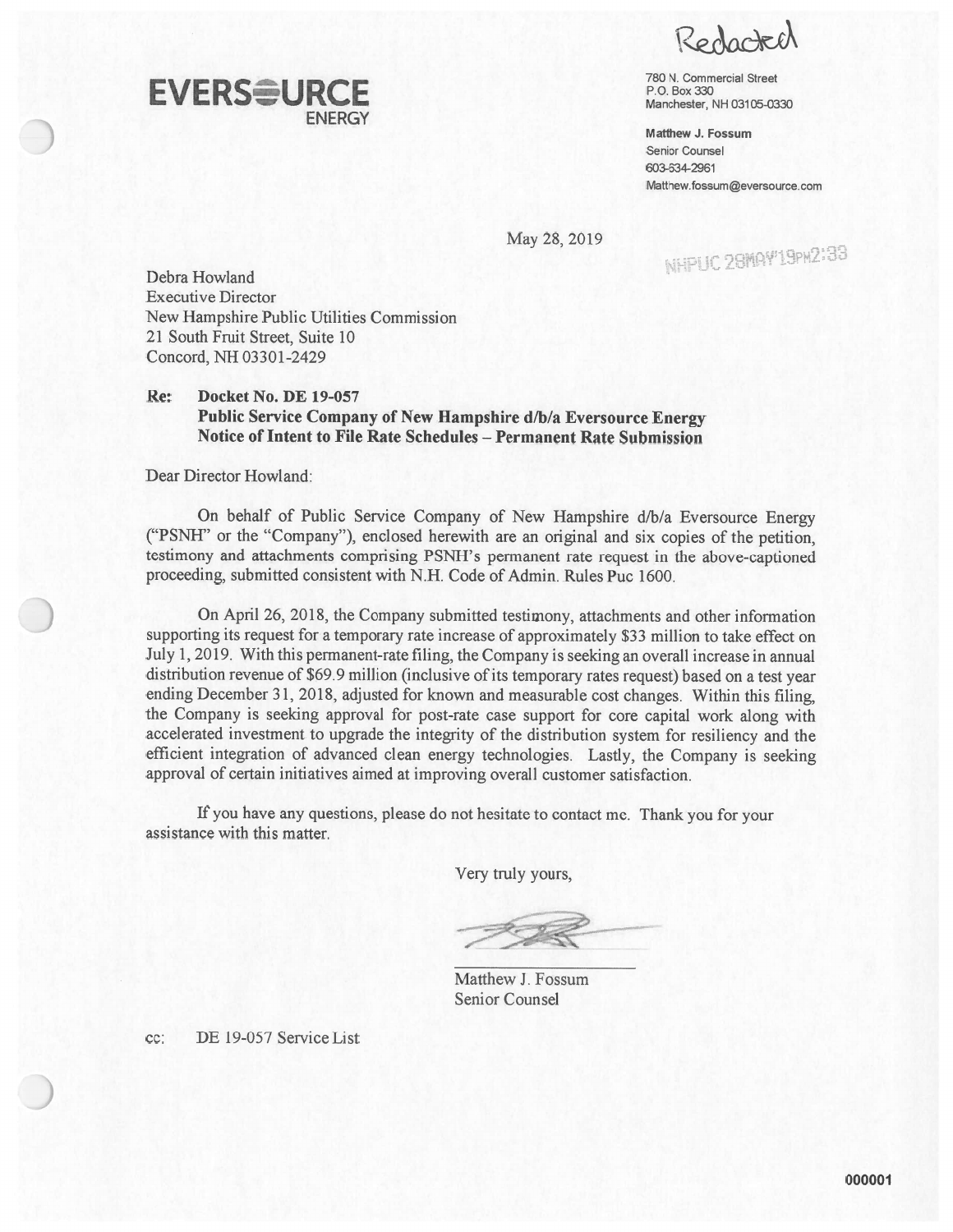Redacted

**EVERSOURCE**
ENERGY

780 N. Commercial Street
P.O. Box 330
Manchester, NH 03105-0330

**Matthew J. Fossum**
Senior Counsel
603-634-2961
Matthew.fossum@eversource.com

May 28, 2019

NHPUC 28MAY'19PM2:33

Debra Howland
Executive Director
New Hampshire Public Utilities Commission
21 South Fruit Street, Suite 10
Concord, NH 03301-2429

**Re: Docket No. DE 19-057**
**Public Service Company of New Hampshire d/b/a Eversource Energy**
**Notice of Intent to File Rate Schedules – Permanent Rate Submission**

Dear Director Howland:

On behalf of Public Service Company of New Hampshire d/b/a Eversource Energy ("PSNH" or the "Company"), enclosed herewith are an original and six copies of the petition, testimony and attachments comprising PSNH's permanent rate request in the above-captioned proceeding, submitted consistent with N.H. Code of Admin. Rules Puc 1600.

On April 26, 2018, the Company submitted testimony, attachments and other information supporting its request for a temporary rate increase of approximately $33 million to take effect on July 1, 2019. With this permanent-rate filing, the Company is seeking an overall increase in annual distribution revenue of $69.9 million (inclusive of its temporary rates request) based on a test year ending December 31, 2018, adjusted for known and measurable cost changes. Within this filing, the Company is seeking approval for post-rate case support for core capital work along with accelerated investment to upgrade the integrity of the distribution system for resiliency and the efficient integration of advanced clean energy technologies. Lastly, the Company is seeking approval of certain initiatives aimed at improving overall customer satisfaction.

If you have any questions, please do not hesitate to contact me. Thank you for your assistance with this matter.

Very truly yours,

Matthew J. Fossum
Senior Counsel

cc: DE 19-057 Service List

000001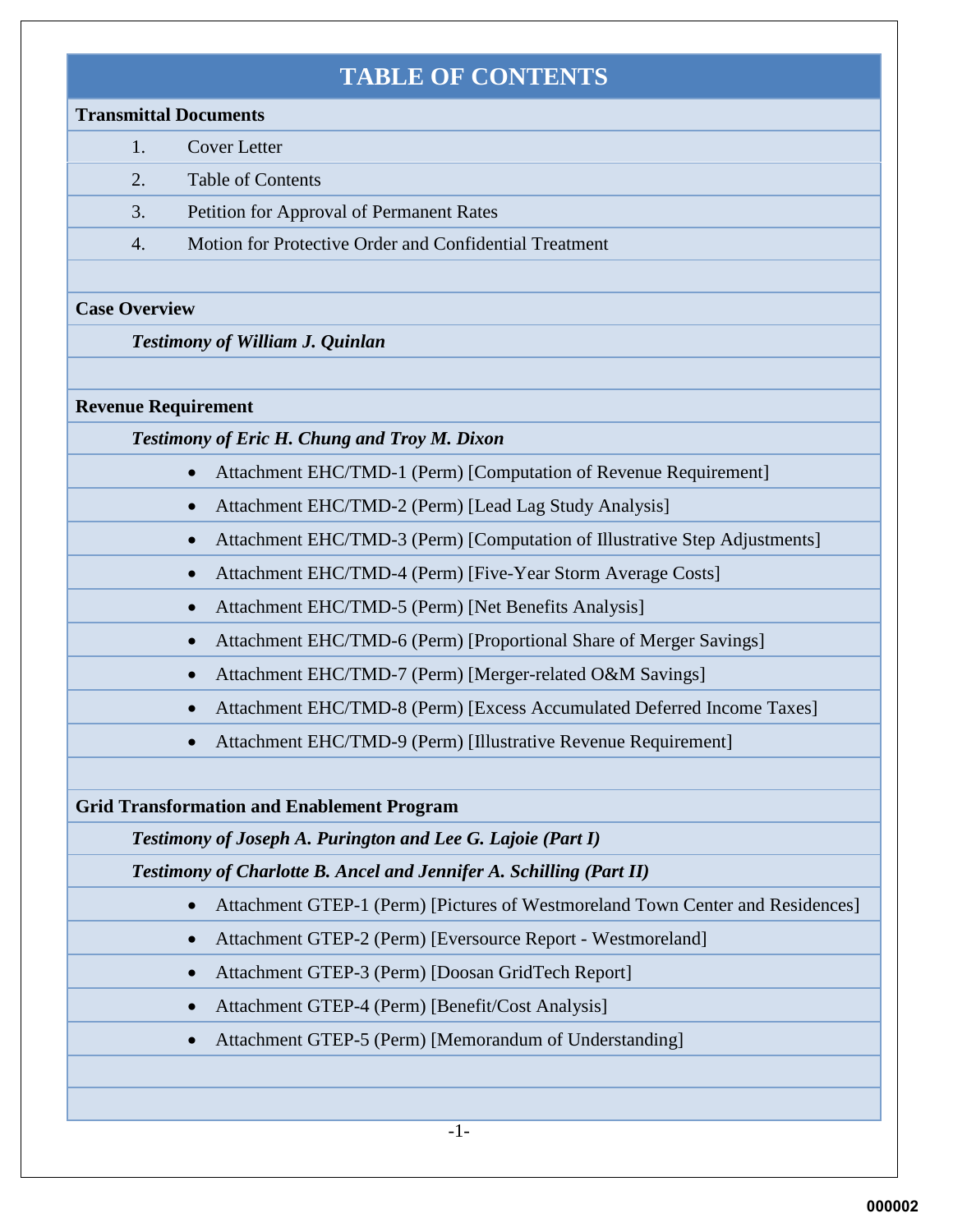# TABLE OF CONTENTS

**Transmittal Documents**

1. Cover Letter
2. Table of Contents
3. Petition for Approval of Permanent Rates
4. Motion for Protective Order and Confidential Treatment

**Case Overview**

***Testimony of William J. Quinlan***

**Revenue Requirement**

***Testimony of Eric H. Chung and Troy M. Dixon***

- Attachment EHC/TMD-1 (Perm) [Computation of Revenue Requirement]
- Attachment EHC/TMD-2 (Perm) [Lead Lag Study Analysis]
- Attachment EHC/TMD-3 (Perm) [Computation of Illustrative Step Adjustments]
- Attachment EHC/TMD-4 (Perm) [Five-Year Storm Average Costs]
- Attachment EHC/TMD-5 (Perm) [Net Benefits Analysis]
- Attachment EHC/TMD-6 (Perm) [Proportional Share of Merger Savings]
- Attachment EHC/TMD-7 (Perm) [Merger-related O&M Savings]
- Attachment EHC/TMD-8 (Perm) [Excess Accumulated Deferred Income Taxes]
- Attachment EHC/TMD-9 (Perm) [Illustrative Revenue Requirement]

**Grid Transformation and Enablement Program**

***Testimony of Joseph A. Purington and Lee G. Lajoie (Part I)***

***Testimony of Charlotte B. Ancel and Jennifer A. Schilling (Part II)***

- Attachment GTEP-1 (Perm) [Pictures of Westmoreland Town Center and Residences]
- Attachment GTEP-2 (Perm) [Eversource Report - Westmoreland]
- Attachment GTEP-3 (Perm) [Doosan GridTech Report]
- Attachment GTEP-4 (Perm) [Benefit/Cost Analysis]
- Attachment GTEP-5 (Perm) [Memorandum of Understanding]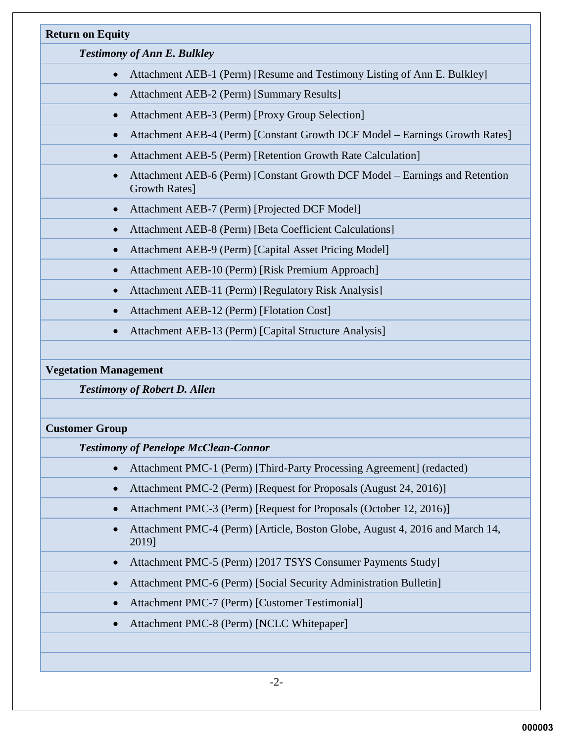**Return on Equity**

***Testimony of Ann E. Bulkley***

- Attachment AEB-1 (Perm) [Resume and Testimony Listing of Ann E. Bulkley]
- Attachment AEB-2 (Perm) [Summary Results]
- Attachment AEB-3 (Perm) [Proxy Group Selection]
- Attachment AEB-4 (Perm) [Constant Growth DCF Model – Earnings Growth Rates]
- Attachment AEB-5 (Perm) [Retention Growth Rate Calculation]
- Attachment AEB-6 (Perm) [Constant Growth DCF Model – Earnings and Retention Growth Rates]
- Attachment AEB-7 (Perm) [Projected DCF Model]
- Attachment AEB-8 (Perm) [Beta Coefficient Calculations]
- Attachment AEB-9 (Perm) [Capital Asset Pricing Model]
- Attachment AEB-10 (Perm) [Risk Premium Approach]
- Attachment AEB-11 (Perm) [Regulatory Risk Analysis]
- Attachment AEB-12 (Perm) [Flotation Cost]
- Attachment AEB-13 (Perm) [Capital Structure Analysis]

**Vegetation Management**

***Testimony of Robert D. Allen***

**Customer Group**

***Testimony of Penelope McClean-Connor***

- Attachment PMC-1 (Perm) [Third-Party Processing Agreement] (redacted)
- Attachment PMC-2 (Perm) [Request for Proposals (August 24, 2016)]
- Attachment PMC-3 (Perm) [Request for Proposals (October 12, 2016)]
- Attachment PMC-4 (Perm) [Article, Boston Globe, August 4, 2016 and March 14, 2019]
- Attachment PMC-5 (Perm) [2017 TSYS Consumer Payments Study]
- Attachment PMC-6 (Perm) [Social Security Administration Bulletin]
- Attachment PMC-7 (Perm) [Customer Testimonial]
- Attachment PMC-8 (Perm) [NCLC Whitepaper]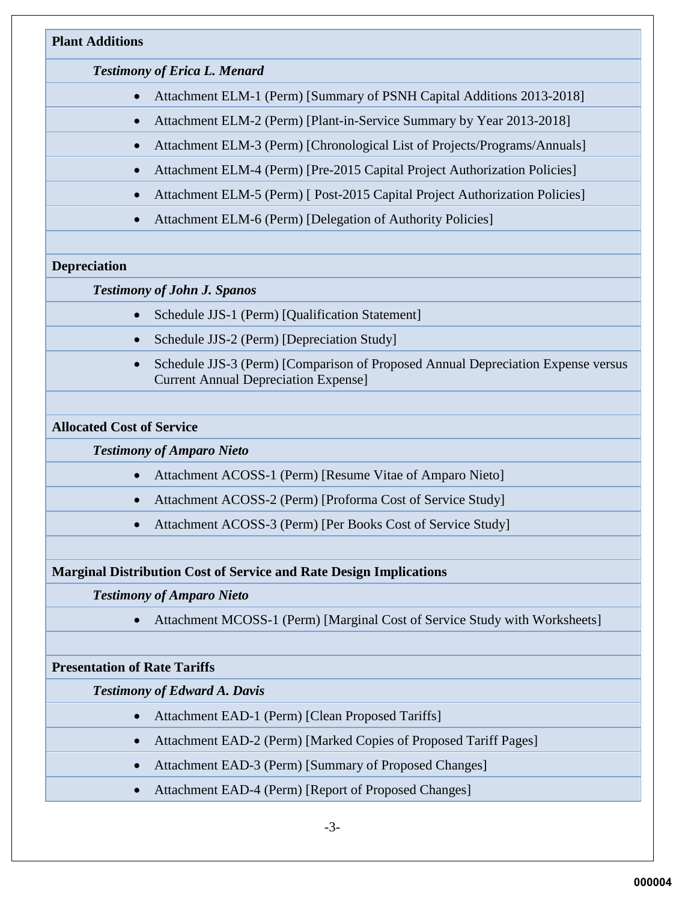**Plant Additions**

***Testimony of Erica L. Menard***

- Attachment ELM-1 (Perm) [Summary of PSNH Capital Additions 2013-2018]
- Attachment ELM-2 (Perm) [Plant-in-Service Summary by Year 2013-2018]
- Attachment ELM-3 (Perm) [Chronological List of Projects/Programs/Annuals]
- Attachment ELM-4 (Perm) [Pre-2015 Capital Project Authorization Policies]
- Attachment ELM-5 (Perm) [ Post-2015 Capital Project Authorization Policies]
- Attachment ELM-6 (Perm) [Delegation of Authority Policies]

**Depreciation**

***Testimony of John J. Spanos***

- Schedule JJS-1 (Perm) [Qualification Statement]
- Schedule JJS-2 (Perm) [Depreciation Study]
- Schedule JJS-3 (Perm) [Comparison of Proposed Annual Depreciation Expense versus Current Annual Depreciation Expense]

**Allocated Cost of Service**

***Testimony of Amparo Nieto***

- Attachment ACOSS-1 (Perm) [Resume Vitae of Amparo Nieto]
- Attachment ACOSS-2 (Perm) [Proforma Cost of Service Study]
- Attachment ACOSS-3 (Perm) [Per Books Cost of Service Study]

**Marginal Distribution Cost of Service and Rate Design Implications**

***Testimony of Amparo Nieto***

- Attachment MCOSS-1 (Perm) [Marginal Cost of Service Study with Worksheets]

**Presentation of Rate Tariffs**

***Testimony of Edward A. Davis***

- Attachment EAD-1 (Perm) [Clean Proposed Tariffs]
- Attachment EAD-2 (Perm) [Marked Copies of Proposed Tariff Pages]
- Attachment EAD-3 (Perm) [Summary of Proposed Changes]
- Attachment EAD-4 (Perm) [Report of Proposed Changes]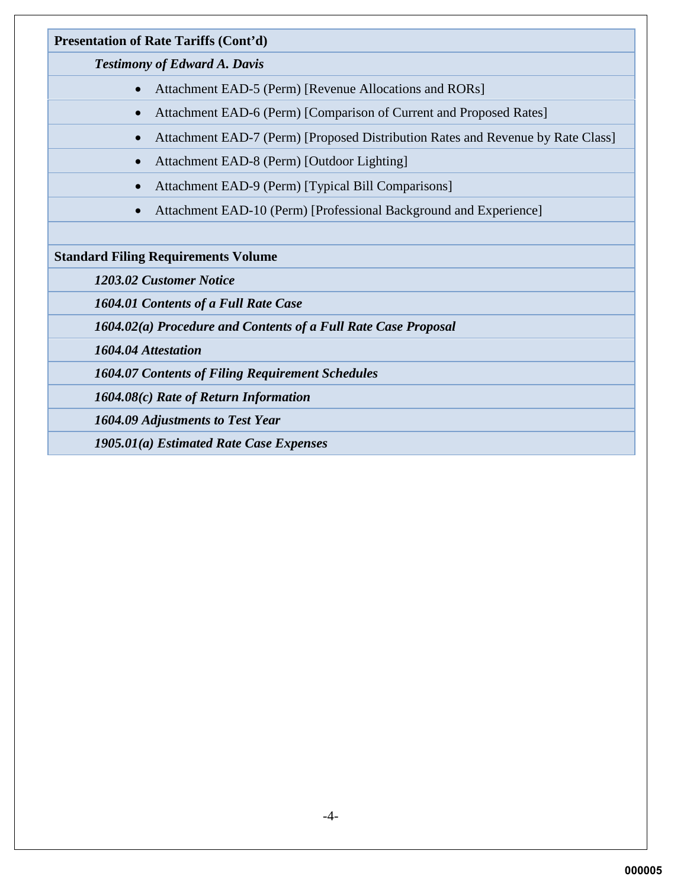**Presentation of Rate Tariffs (Cont'd)**

***Testimony of Edward A. Davis***

- Attachment EAD-5 (Perm) [Revenue Allocations and RORs]
- Attachment EAD-6 (Perm) [Comparison of Current and Proposed Rates]
- Attachment EAD-7 (Perm) [Proposed Distribution Rates and Revenue by Rate Class]
- Attachment EAD-8 (Perm) [Outdoor Lighting]
- Attachment EAD-9 (Perm) [Typical Bill Comparisons]
- Attachment EAD-10 (Perm) [Professional Background and Experience]

**Standard Filing Requirements Volume**

***1203.02 Customer Notice***

***1604.01 Contents of a Full Rate Case***

***1604.02(a) Procedure and Contents of a Full Rate Case Proposal***

***1604.04 Attestation***

***1604.07 Contents of Filing Requirement Schedules***

***1604.08(c) Rate of Return Information***

***1604.09 Adjustments to Test Year***

***1905.01(a) Estimated Rate Case Expenses***